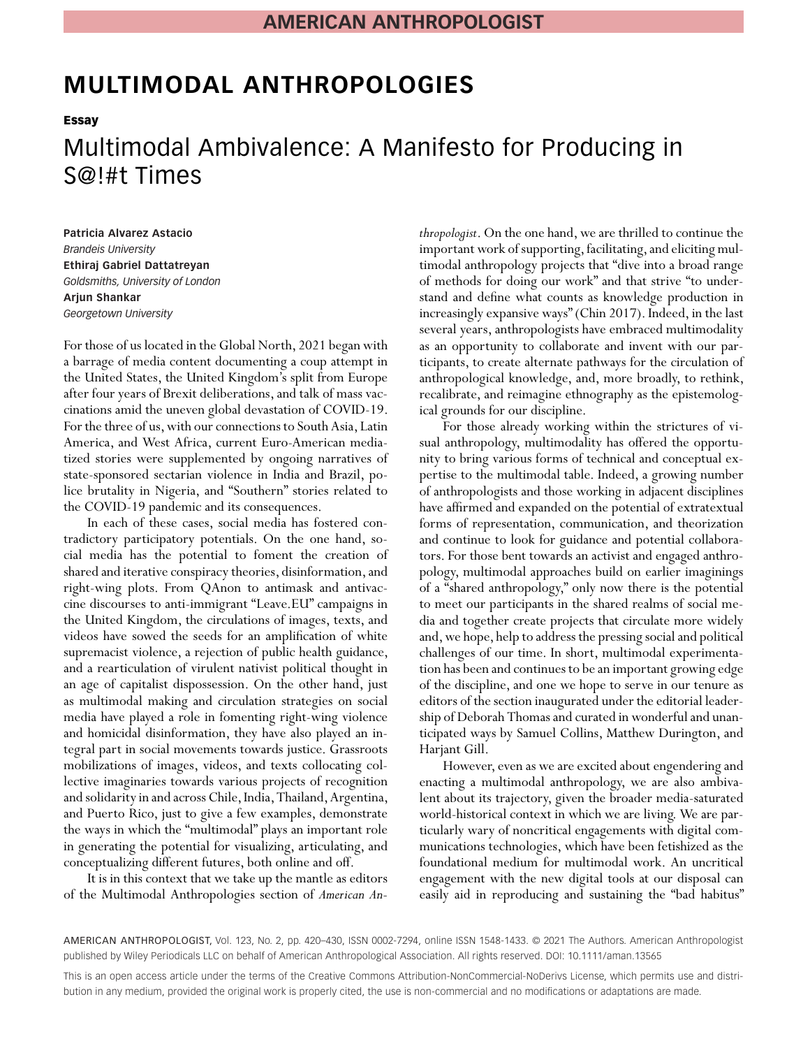# MULTIMODAL ANTHROPOLOGIES

**Essay**

## Multimodal Ambivalence: A Manifesto for Producing in S@!#t Times

**Patricia Alvarez Astacio**
*Brandeis University*
**Ethiraj Gabriel Dattatreyan**
*Goldsmiths, University of London*
**Arjun Shankar**
*Georgetown University*

For those of us located in the Global North, 2021 began with a barrage of media content documenting a coup attempt in the United States, the United Kingdom's split from Europe after four years of Brexit deliberations, and talk of mass vaccinations amid the uneven global devastation of COVID-19. For the three of us, with our connections to South Asia, Latin America, and West Africa, current Euro-American mediatized stories were supplemented by ongoing narratives of state-sponsored sectarian violence in India and Brazil, police brutality in Nigeria, and "Southern" stories related to the COVID-19 pandemic and its consequences.

In each of these cases, social media has fostered contradictory participatory potentials. On the one hand, social media has the potential to foment the creation of shared and iterative conspiracy theories, disinformation, and right-wing plots. From QAnon to antimask and antivaccine discourses to anti-immigrant "Leave.EU" campaigns in the United Kingdom, the circulations of images, texts, and videos have sowed the seeds for an amplification of white supremacist violence, a rejection of public health guidance, and a rearticulation of virulent nativist political thought in an age of capitalist dispossession. On the other hand, just as multimodal making and circulation strategies on social media have played a role in fomenting right-wing violence and homicidal disinformation, they have also played an integral part in social movements towards justice. Grassroots mobilizations of images, videos, and texts collocating collective imaginaries towards various projects of recognition and solidarity in and across Chile, India, Thailand, Argentina, and Puerto Rico, just to give a few examples, demonstrate the ways in which the "multimodal" plays an important role in generating the potential for visualizing, articulating, and conceptualizing different futures, both online and off.

It is in this context that we take up the mantle as editors of the Multimodal Anthropologies section of *American Anthropologist*. On the one hand, we are thrilled to continue the important work of supporting, facilitating, and eliciting multimodal anthropology projects that "dive into a broad range of methods for doing our work" and that strive "to understand and define what counts as knowledge production in increasingly expansive ways" (Chin 2017). Indeed, in the last several years, anthropologists have embraced multimodality as an opportunity to collaborate and invent with our participants, to create alternate pathways for the circulation of anthropological knowledge, and, more broadly, to rethink, recalibrate, and reimagine ethnography as the epistemological grounds for our discipline.

For those already working within the strictures of visual anthropology, multimodality has offered the opportunity to bring various forms of technical and conceptual expertise to the multimodal table. Indeed, a growing number of anthropologists and those working in adjacent disciplines have affirmed and expanded on the potential of extratextual forms of representation, communication, and theorization and continue to look for guidance and potential collaborators. For those bent towards an activist and engaged anthropology, multimodal approaches build on earlier imaginings of a "shared anthropology," only now there is the potential to meet our participants in the shared realms of social media and together create projects that circulate more widely and, we hope, help to address the pressing social and political challenges of our time. In short, multimodal experimentation has been and continues to be an important growing edge of the discipline, and one we hope to serve in our tenure as editors of the section inaugurated under the editorial leadership of Deborah Thomas and curated in wonderful and unanticipated ways by Samuel Collins, Matthew Durington, and Harjant Gill.

However, even as we are excited about engendering and enacting a multimodal anthropology, we are also ambivalent about its trajectory, given the broader media-saturated world-historical context in which we are living. We are particularly wary of noncritical engagements with digital communications technologies, which have been fetishized as the foundational medium for multimodal work. An uncritical engagement with the new digital tools at our disposal can easily aid in reproducing and sustaining the "bad habitus"

This is an open access article under the terms of the Creative Commons Attribution-NonCommercial-NoDerivs License, which permits use and distribution in any medium, provided the original work is properly cited, the use is non-commercial and no modifications or adaptations are made.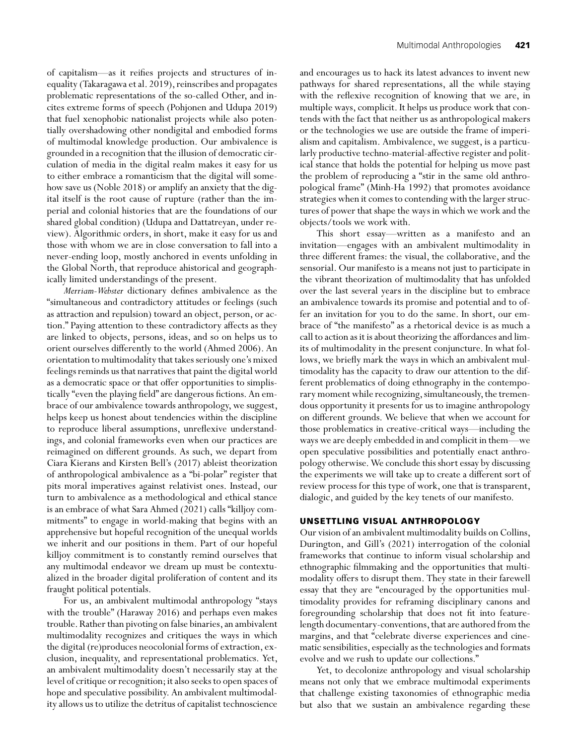of capitalism—as it reifies projects and structures of inequality (Takaragawa et al. 2019), reinscribes and propagates problematic representations of the so-called Other, and incites extreme forms of speech (Pohjonen and Udupa 2019) that fuel xenophobic nationalist projects while also potentially overshadowing other nondigital and embodied forms of multimodal knowledge production. Our ambivalence is grounded in a recognition that the illusion of democratic circulation of media in the digital realm makes it easy for us to either embrace a romanticism that the digital will somehow save us (Noble 2018) or amplify an anxiety that the digital itself is the root cause of rupture (rather than the imperial and colonial histories that are the foundations of our shared global condition) (Udupa and Dattatreyan, under review). Algorithmic orders, in short, make it easy for us and those with whom we are in close conversation to fall into a never-ending loop, mostly anchored in events unfolding in the Global North, that reproduce ahistorical and geographically limited understandings of the present.

*Merriam-Webster* dictionary defines ambivalence as the "simultaneous and contradictory attitudes or feelings (such as attraction and repulsion) toward an object, person, or action." Paying attention to these contradictory affects as they are linked to objects, persons, ideas, and so on helps us to orient ourselves differently to the world (Ahmed 2006). An orientation to multimodality that takes seriously one's mixed feelings reminds us that narratives that paint the digital world as a democratic space or that offer opportunities to simplistically "even the playing field" are dangerous fictions. An embrace of our ambivalence towards anthropology, we suggest, helps keep us honest about tendencies within the discipline to reproduce liberal assumptions, unreflexive understandings, and colonial frameworks even when our practices are reimagined on different grounds. As such, we depart from Ciara Kierans and Kirsten Bell's (2017) ableist theorization of anthropological ambivalence as a "bi-polar" register that pits moral imperatives against relativist ones. Instead, our turn to ambivalence as a methodological and ethical stance is an embrace of what Sara Ahmed (2021) calls "killjoy commitments" to engage in world-making that begins with an apprehensive but hopeful recognition of the unequal worlds we inherit and our positions in them. Part of our hopeful killjoy commitment is to constantly remind ourselves that any multimodal endeavor we dream up must be contextualized in the broader digital proliferation of content and its fraught political potentials.

For us, an ambivalent multimodal anthropology "stays with the trouble" (Haraway 2016) and perhaps even makes trouble. Rather than pivoting on false binaries, an ambivalent multimodality recognizes and critiques the ways in which the digital (re)produces neocolonial forms of extraction, exclusion, inequality, and representational problematics. Yet, an ambivalent multimodality doesn't necessarily stay at the level of critique or recognition; it also seeks to open spaces of hope and speculative possibility. An ambivalent multimodality allows us to utilize the detritus of capitalist technoscience and encourages us to hack its latest advances to invent new pathways for shared representations, all the while staying with the reflexive recognition of knowing that we are, in multiple ways, complicit. It helps us produce work that contends with the fact that neither us as anthropological makers or the technologies we use are outside the frame of imperialism and capitalism. Ambivalence, we suggest, is a particularly productive techno-material-affective register and political stance that holds the potential for helping us move past the problem of reproducing a "stir in the same old anthropological frame" (Minh-Ha 1992) that promotes avoidance strategies when it comes to contending with the larger structures of power that shape the ways in which we work and the objects/tools we work with.

This short essay—written as a manifesto and an invitation—engages with an ambivalent multimodality in three different frames: the visual, the collaborative, and the sensorial. Our manifesto is a means not just to participate in the vibrant theorization of multimodality that has unfolded over the last several years in the discipline but to embrace an ambivalence towards its promise and potential and to offer an invitation for you to do the same. In short, our embrace of "the manifesto" as a rhetorical device is as much a call to action as it is about theorizing the affordances and limits of multimodality in the present conjuncture. In what follows, we briefly mark the ways in which an ambivalent multimodality has the capacity to draw our attention to the different problematics of doing ethnography in the contemporary moment while recognizing, simultaneously, the tremendous opportunity it presents for us to imagine anthropology on different grounds. We believe that when we account for those problematics in creative-critical ways—including the ways we are deeply embedded in and complicit in them—we open speculative possibilities and potentially enact anthropology otherwise. We conclude this short essay by discussing the experiments we will take up to create a different sort of review process for this type of work, one that is transparent, dialogic, and guided by the key tenets of our manifesto.

## UNSETTLING VISUAL ANTHROPOLOGY

Our vision of an ambivalent multimodality builds on Collins, Durington, and Gill's (2021) interrogation of the colonial frameworks that continue to inform visual scholarship and ethnographic filmmaking and the opportunities that multimodality offers to disrupt them. They state in their farewell essay that they are "encouraged by the opportunities multimodality provides for reframing disciplinary canons and foregrounding scholarship that does not fit into feature-length documentary-conventions, that are authored from the margins, and that "celebrate diverse experiences and cinematic sensibilities, especially as the technologies and formats evolve and we rush to update our collections."

Yet, to decolonize anthropology and visual scholarship means not only that we embrace multimodal experiments that challenge existing taxonomies of ethnographic media but also that we sustain an ambivalence regarding these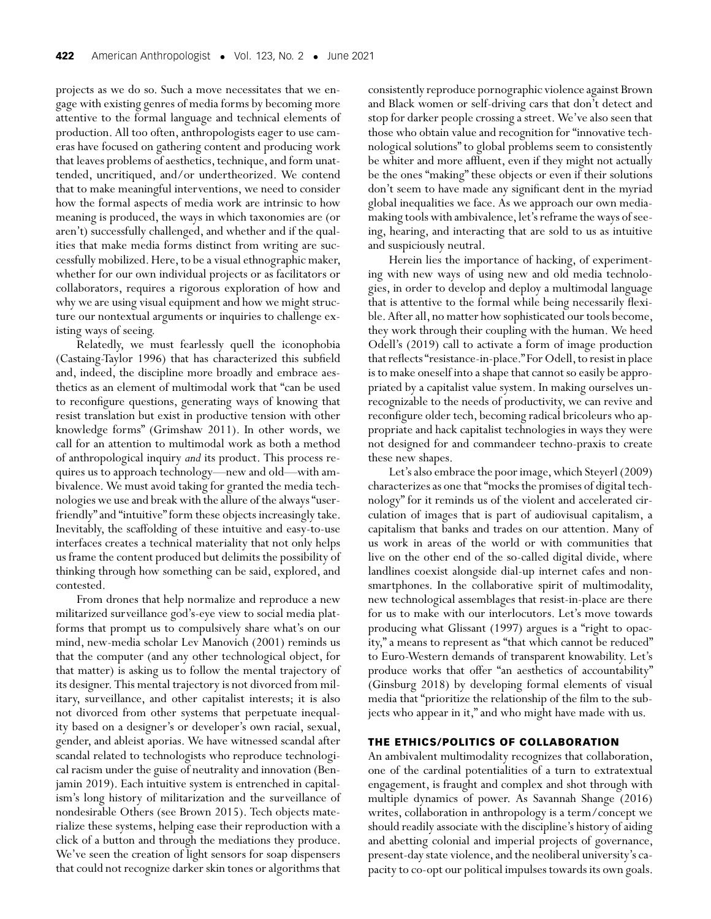projects as we do so. Such a move necessitates that we engage with existing genres of media forms by becoming more attentive to the formal language and technical elements of production. All too often, anthropologists eager to use cameras have focused on gathering content and producing work that leaves problems of aesthetics, technique, and form unattended, uncritiqued, and/or undertheorized. We contend that to make meaningful interventions, we need to consider how the formal aspects of media work are intrinsic to how meaning is produced, the ways in which taxonomies are (or aren't) successfully challenged, and whether and if the qualities that make media forms distinct from writing are successfully mobilized. Here, to be a visual ethnographic maker, whether for our own individual projects or as facilitators or collaborators, requires a rigorous exploration of how and why we are using visual equipment and how we might structure our nontextual arguments or inquiries to challenge existing ways of seeing.

Relatedly, we must fearlessly quell the iconophobia (Castaing-Taylor 1996) that has characterized this subfield and, indeed, the discipline more broadly and embrace aesthetics as an element of multimodal work that "can be used to reconfigure questions, generating ways of knowing that resist translation but exist in productive tension with other knowledge forms" (Grimshaw 2011). In other words, we call for an attention to multimodal work as both a method of anthropological inquiry *and* its product. This process requires us to approach technology—new and old—with ambivalence. We must avoid taking for granted the media technologies we use and break with the allure of the always "user-friendly" and "intuitive" form these objects increasingly take. Inevitably, the scaffolding of these intuitive and easy-to-use interfaces creates a technical materiality that not only helps us frame the content produced but delimits the possibility of thinking through how something can be said, explored, and contested.

From drones that help normalize and reproduce a new militarized surveillance god's-eye view to social media platforms that prompt us to compulsively share what's on our mind, new-media scholar Lev Manovich (2001) reminds us that the computer (and any other technological object, for that matter) is asking us to follow the mental trajectory of its designer. This mental trajectory is not divorced from military, surveillance, and other capitalist interests; it is also not divorced from other systems that perpetuate inequality based on a designer's or developer's own racial, sexual, gender, and ableist aporias. We have witnessed scandal after scandal related to technologists who reproduce technological racism under the guise of neutrality and innovation (Benjamin 2019). Each intuitive system is entrenched in capitalism's long history of militarization and the surveillance of nondesirable Others (see Brown 2015). Tech objects materialize these systems, helping ease their reproduction with a click of a button and through the mediations they produce. We've seen the creation of light sensors for soap dispensers that could not recognize darker skin tones or algorithms that consistently reproduce pornographic violence against Brown and Black women or self-driving cars that don't detect and stop for darker people crossing a street. We've also seen that those who obtain value and recognition for "innovative technological solutions" to global problems seem to consistently be whiter and more affluent, even if they might not actually be the ones "making" these objects or even if their solutions don't seem to have made any significant dent in the myriad global inequalities we face. As we approach our own media-making tools with ambivalence, let's reframe the ways of seeing, hearing, and interacting that are sold to us as intuitive and suspiciously neutral.

Herein lies the importance of hacking, of experimenting with new ways of using new and old media technologies, in order to develop and deploy a multimodal language that is attentive to the formal while being necessarily flexible. After all, no matter how sophisticated our tools become, they work through their coupling with the human. We heed Odell's (2019) call to activate a form of image production that reflects "resistance-in-place." For Odell, to resist in place is to make oneself into a shape that cannot so easily be appropriated by a capitalist value system. In making ourselves unrecognizable to the needs of productivity, we can revive and reconfigure older tech, becoming radical bricoleurs who appropriate and hack capitalist technologies in ways they were not designed for and commandeer techno-praxis to create these new shapes.

Let's also embrace the poor image, which Steyerl (2009) characterizes as one that "mocks the promises of digital technology" for it reminds us of the violent and accelerated circulation of images that is part of audiovisual capitalism, a capitalism that banks and trades on our attention. Many of us work in areas of the world or with communities that live on the other end of the so-called digital divide, where landlines coexist alongside dial-up internet cafes and non-smartphones. In the collaborative spirit of multimodality, new technological assemblages that resist-in-place are there for us to make with our interlocutors. Let's move towards producing what Glissant (1997) argues is a "right to opacity," a means to represent as "that which cannot be reduced" to Euro-Western demands of transparent knowability. Let's produce works that offer "an aesthetics of accountability" (Ginsburg 2018) by developing formal elements of visual media that "prioritize the relationship of the film to the subjects who appear in it," and who might have made with us.

## THE ETHICS/POLITICS OF COLLABORATION

An ambivalent multimodality recognizes that collaboration, one of the cardinal potentialities of a turn to extratextual engagement, is fraught and complex and shot through with multiple dynamics of power. As Savannah Shange (2016) writes, collaboration in anthropology is a term/concept we should readily associate with the discipline's history of aiding and abetting colonial and imperial projects of governance, present-day state violence, and the neoliberal university's capacity to co-opt our political impulses towards its own goals.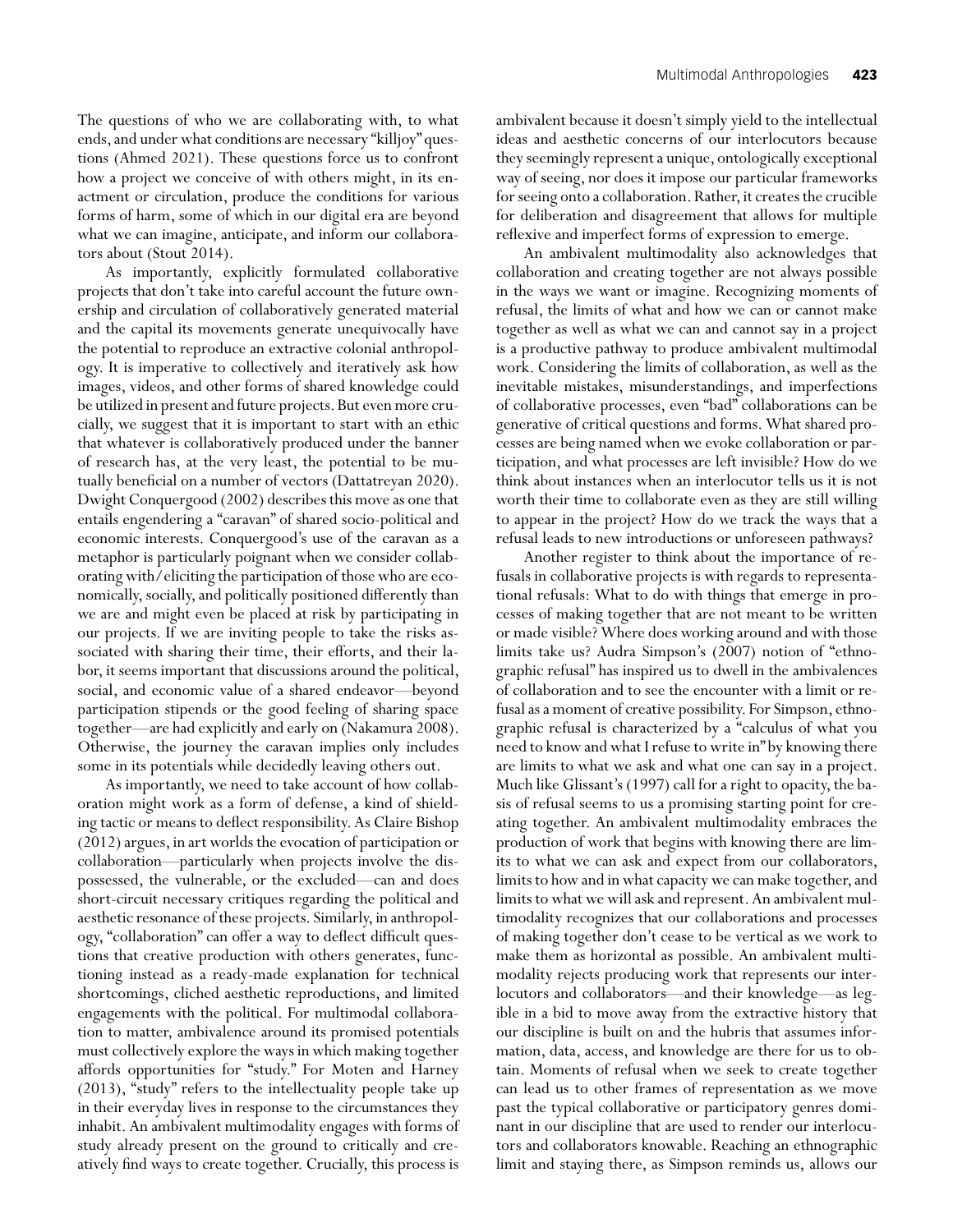The questions of who we are collaborating with, to what ends, and under what conditions are necessary "killjoy" questions (Ahmed 2021). These questions force us to confront how a project we conceive of with others might, in its enactment or circulation, produce the conditions for various forms of harm, some of which in our digital era are beyond what we can imagine, anticipate, and inform our collaborators about (Stout 2014).

As importantly, explicitly formulated collaborative projects that don't take into careful account the future ownership and circulation of collaboratively generated material and the capital its movements generate unequivocally have the potential to reproduce an extractive colonial anthropology. It is imperative to collectively and iteratively ask how images, videos, and other forms of shared knowledge could be utilized in present and future projects. But even more crucially, we suggest that it is important to start with an ethic that whatever is collaboratively produced under the banner of research has, at the very least, the potential to be mutually beneficial on a number of vectors (Dattatreyan 2020). Dwight Conquergood (2002) describes this move as one that entails engendering a "caravan" of shared socio-political and economic interests. Conquergood's use of the caravan as a metaphor is particularly poignant when we consider collaborating with/eliciting the participation of those who are economically, socially, and politically positioned differently than we are and might even be placed at risk by participating in our projects. If we are inviting people to take the risks associated with sharing their time, their efforts, and their labor, it seems important that discussions around the political, social, and economic value of a shared endeavor—beyond participation stipends or the good feeling of sharing space together—are had explicitly and early on (Nakamura 2008). Otherwise, the journey the caravan implies only includes some in its potentials while decidedly leaving others out.

As importantly, we need to take account of how collaboration might work as a form of defense, a kind of shielding tactic or means to deflect responsibility. As Claire Bishop (2012) argues, in art worlds the evocation of participation or collaboration—particularly when projects involve the dispossessed, the vulnerable, or the excluded—can and does short-circuit necessary critiques regarding the political and aesthetic resonance of these projects. Similarly, in anthropology, "collaboration" can offer a way to deflect difficult questions that creative production with others generates, functioning instead as a ready-made explanation for technical shortcomings, cliched aesthetic reproductions, and limited engagements with the political. For multimodal collaboration to matter, ambivalence around its promised potentials must collectively explore the ways in which making together affords opportunities for "study." For Moten and Harney (2013), "study" refers to the intellectuality people take up in their everyday lives in response to the circumstances they inhabit. An ambivalent multimodality engages with forms of study already present on the ground to critically and creatively find ways to create together. Crucially, this process is ambivalent because it doesn't simply yield to the intellectual ideas and aesthetic concerns of our interlocutors because they seemingly represent a unique, ontologically exceptional way of seeing, nor does it impose our particular frameworks for seeing onto a collaboration. Rather, it creates the crucible for deliberation and disagreement that allows for multiple reflexive and imperfect forms of expression to emerge.

An ambivalent multimodality also acknowledges that collaboration and creating together are not always possible in the ways we want or imagine. Recognizing moments of refusal, the limits of what and how we can or cannot make together as well as what we can and cannot say in a project is a productive pathway to produce ambivalent multimodal work. Considering the limits of collaboration, as well as the inevitable mistakes, misunderstandings, and imperfections of collaborative processes, even "bad" collaborations can be generative of critical questions and forms. What shared processes are being named when we evoke collaboration or participation, and what processes are left invisible? How do we think about instances when an interlocutor tells us it is not worth their time to collaborate even as they are still willing to appear in the project? How do we track the ways that a refusal leads to new introductions or unforeseen pathways?

Another register to think about the importance of refusals in collaborative projects is with regards to representational refusals: What to do with things that emerge in processes of making together that are not meant to be written or made visible? Where does working around and with those limits take us? Audra Simpson's (2007) notion of "ethnographic refusal" has inspired us to dwell in the ambivalences of collaboration and to see the encounter with a limit or refusal as a moment of creative possibility. For Simpson, ethnographic refusal is characterized by a "calculus of what you need to know and what I refuse to write in" by knowing there are limits to what we ask and what one can say in a project. Much like Glissant's (1997) call for a right to opacity, the basis of refusal seems to us a promising starting point for creating together. An ambivalent multimodality embraces the production of work that begins with knowing there are limits to what we can ask and expect from our collaborators, limits to how and in what capacity we can make together, and limits to what we will ask and represent. An ambivalent multimodality recognizes that our collaborations and processes of making together don't cease to be vertical as we work to make them as horizontal as possible. An ambivalent multimodality rejects producing work that represents our interlocutors and collaborators—and their knowledge—as legible in a bid to move away from the extractive history that our discipline is built on and the hubris that assumes information, data, access, and knowledge are there for us to obtain. Moments of refusal when we seek to create together can lead us to other frames of representation as we move past the typical collaborative or participatory genres dominant in our discipline that are used to render our interlocutors and collaborators knowable. Reaching an ethnographic limit and staying there, as Simpson reminds us, allows our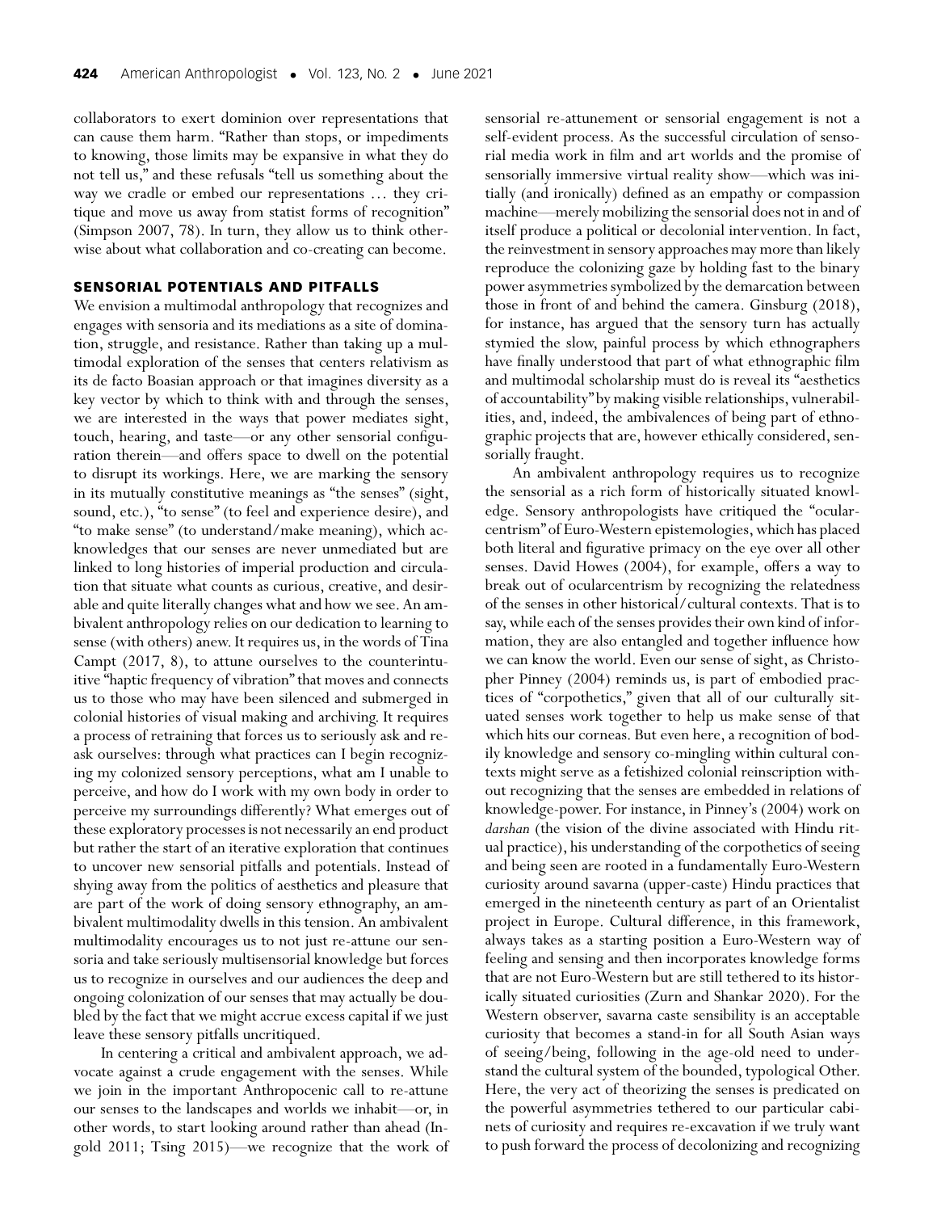collaborators to exert dominion over representations that can cause them harm. "Rather than stops, or impediments to knowing, those limits may be expansive in what they do not tell us," and these refusals "tell us something about the way we cradle or embed our representations … they critique and move us away from statist forms of recognition" (Simpson 2007, 78). In turn, they allow us to think otherwise about what collaboration and co-creating can become.

## SENSORIAL POTENTIALS AND PITFALLS

We envision a multimodal anthropology that recognizes and engages with sensoria and its mediations as a site of domination, struggle, and resistance. Rather than taking up a multimodal exploration of the senses that centers relativism as its de facto Boasian approach or that imagines diversity as a key vector by which to think with and through the senses, we are interested in the ways that power mediates sight, touch, hearing, and taste—or any other sensorial configuration therein—and offers space to dwell on the potential to disrupt its workings. Here, we are marking the sensory in its mutually constitutive meanings as "the senses" (sight, sound, etc.), "to sense" (to feel and experience desire), and "to make sense" (to understand/make meaning), which acknowledges that our senses are never unmediated but are linked to long histories of imperial production and circulation that situate what counts as curious, creative, and desirable and quite literally changes what and how we see. An ambivalent anthropology relies on our dedication to learning to sense (with others) anew. It requires us, in the words of Tina Campt (2017, 8), to attune ourselves to the counterintuitive "haptic frequency of vibration" that moves and connects us to those who may have been silenced and submerged in colonial histories of visual making and archiving. It requires a process of retraining that forces us to seriously ask and re-ask ourselves: through what practices can I begin recognizing my colonized sensory perceptions, what am I unable to perceive, and how do I work with my own body in order to perceive my surroundings differently? What emerges out of these exploratory processes is not necessarily an end product but rather the start of an iterative exploration that continues to uncover new sensorial pitfalls and potentials. Instead of shying away from the politics of aesthetics and pleasure that are part of the work of doing sensory ethnography, an ambivalent multimodality dwells in this tension. An ambivalent multimodality encourages us to not just re-attune our sensoria and take seriously multisensorial knowledge but forces us to recognize in ourselves and our audiences the deep and ongoing colonization of our senses that may actually be doubled by the fact that we might accrue excess capital if we just leave these sensory pitfalls uncritiqued.

In centering a critical and ambivalent approach, we advocate against a crude engagement with the senses. While we join in the important Anthropocenic call to re-attune our senses to the landscapes and worlds we inhabit—or, in other words, to start looking around rather than ahead (Ingold 2011; Tsing 2015)—we recognize that the work of sensorial re-attunement or sensorial engagement is not a self-evident process. As the successful circulation of sensorial media work in film and art worlds and the promise of sensorially immersive virtual reality show—which was initially (and ironically) defined as an empathy or compassion machine—merely mobilizing the sensorial does not in and of itself produce a political or decolonial intervention. In fact, the reinvestment in sensory approaches may more than likely reproduce the colonizing gaze by holding fast to the binary power asymmetries symbolized by the demarcation between those in front of and behind the camera. Ginsburg (2018), for instance, has argued that the sensory turn has actually stymied the slow, painful process by which ethnographers have finally understood that part of what ethnographic film and multimodal scholarship must do is reveal its "aesthetics of accountability" by making visible relationships, vulnerabilities, and, indeed, the ambivalences of being part of ethnographic projects that are, however ethically considered, sensorially fraught.

An ambivalent anthropology requires us to recognize the sensorial as a rich form of historically situated knowledge. Sensory anthropologists have critiqued the "ocularcentrism" of Euro-Western epistemologies, which has placed both literal and figurative primacy on the eye over all other senses. David Howes (2004), for example, offers a way to break out of ocularcentrism by recognizing the relatedness of the senses in other historical/cultural contexts. That is to say, while each of the senses provides their own kind of information, they are also entangled and together influence how we can know the world. Even our sense of sight, as Christopher Pinney (2004) reminds us, is part of embodied practices of "corpothetics," given that all of our culturally situated senses work together to help us make sense of that which hits our corneas. But even here, a recognition of bodily knowledge and sensory co-mingling within cultural contexts might serve as a fetishized colonial reinscription without recognizing that the senses are embedded in relations of knowledge-power. For instance, in Pinney's (2004) work on *darshan* (the vision of the divine associated with Hindu ritual practice), his understanding of the corpothetics of seeing and being seen are rooted in a fundamentally Euro-Western curiosity around savarna (upper-caste) Hindu practices that emerged in the nineteenth century as part of an Orientalist project in Europe. Cultural difference, in this framework, always takes as a starting position a Euro-Western way of feeling and sensing and then incorporates knowledge forms that are not Euro-Western but are still tethered to its historically situated curiosities (Zurn and Shankar 2020). For the Western observer, savarna caste sensibility is an acceptable curiosity that becomes a stand-in for all South Asian ways of seeing/being, following in the age-old need to understand the cultural system of the bounded, typological Other. Here, the very act of theorizing the senses is predicated on the powerful asymmetries tethered to our particular cabinets of curiosity and requires re-excavation if we truly want to push forward the process of decolonizing and recognizing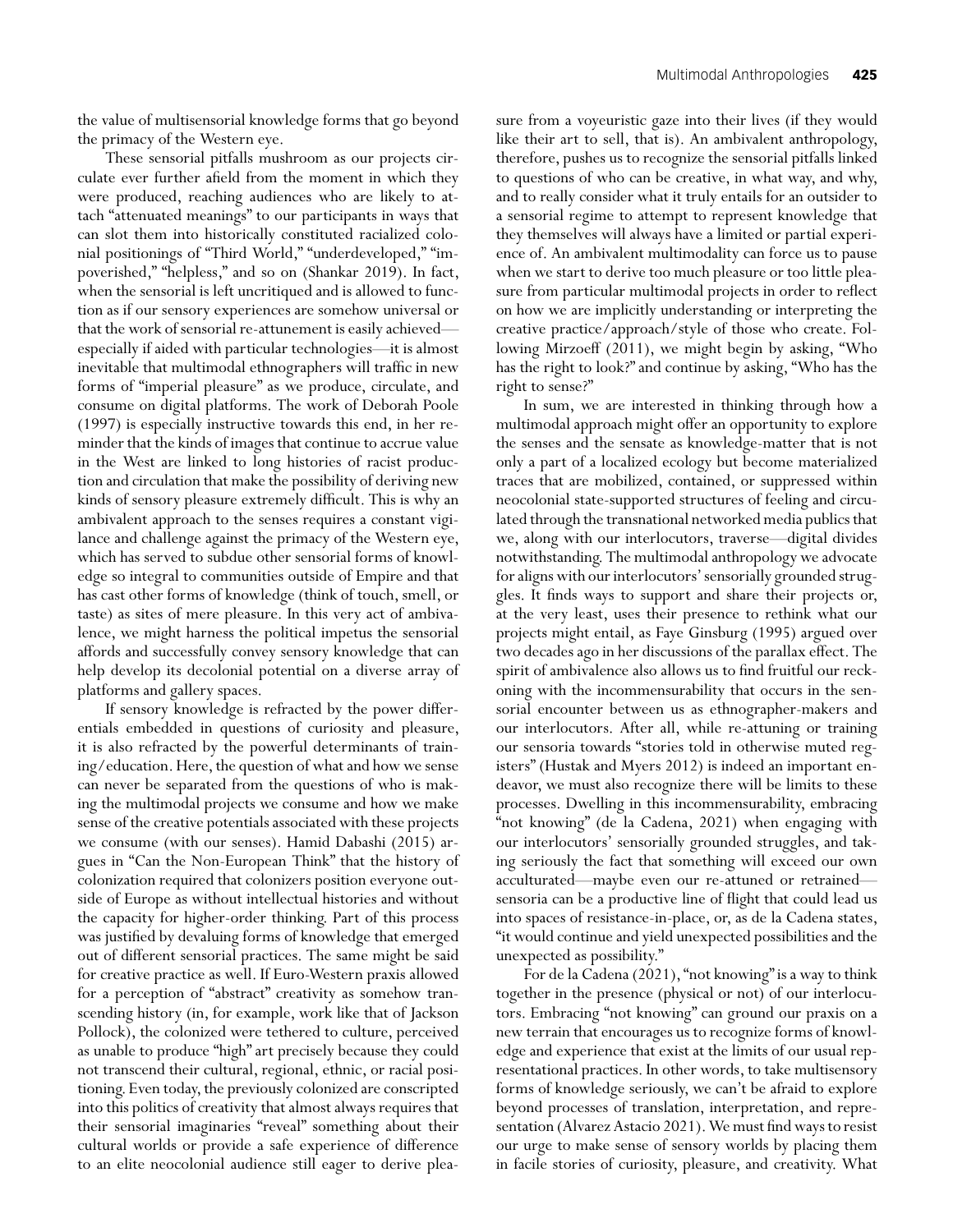the value of multisensorial knowledge forms that go beyond the primacy of the Western eye.

These sensorial pitfalls mushroom as our projects circulate ever further afield from the moment in which they were produced, reaching audiences who are likely to attach "attenuated meanings" to our participants in ways that can slot them into historically constituted racialized colonial positionings of "Third World," "underdeveloped," "impoverished," "helpless," and so on (Shankar 2019). In fact, when the sensorial is left uncritiqued and is allowed to function as if our sensory experiences are somehow universal or that the work of sensorial re-attunement is easily achieved—especially if aided with particular technologies—it is almost inevitable that multimodal ethnographers will traffic in new forms of "imperial pleasure" as we produce, circulate, and consume on digital platforms. The work of Deborah Poole (1997) is especially instructive towards this end, in her reminder that the kinds of images that continue to accrue value in the West are linked to long histories of racist production and circulation that make the possibility of deriving new kinds of sensory pleasure extremely difficult. This is why an ambivalent approach to the senses requires a constant vigilance and challenge against the primacy of the Western eye, which has served to subdue other sensorial forms of knowledge so integral to communities outside of Empire and that has cast other forms of knowledge (think of touch, smell, or taste) as sites of mere pleasure. In this very act of ambivalence, we might harness the political impetus the sensorial affords and successfully convey sensory knowledge that can help develop its decolonial potential on a diverse array of platforms and gallery spaces.

If sensory knowledge is refracted by the power differentials embedded in questions of curiosity and pleasure, it is also refracted by the powerful determinants of training/education. Here, the question of what and how we sense can never be separated from the questions of who is making the multimodal projects we consume and how we make sense of the creative potentials associated with these projects we consume (with our senses). Hamid Dabashi (2015) argues in "Can the Non-European Think" that the history of colonization required that colonizers position everyone outside of Europe as without intellectual histories and without the capacity for higher-order thinking. Part of this process was justified by devaluing forms of knowledge that emerged out of different sensorial practices. The same might be said for creative practice as well. If Euro-Western praxis allowed for a perception of "abstract" creativity as somehow transcending history (in, for example, work like that of Jackson Pollock), the colonized were tethered to culture, perceived as unable to produce "high" art precisely because they could not transcend their cultural, regional, ethnic, or racial positioning. Even today, the previously colonized are conscripted into this politics of creativity that almost always requires that their sensorial imaginaries "reveal" something about their cultural worlds or provide a safe experience of difference to an elite neocolonial audience still eager to derive pleasure from a voyeuristic gaze into their lives (if they would like their art to sell, that is). An ambivalent anthropology, therefore, pushes us to recognize the sensorial pitfalls linked to questions of who can be creative, in what way, and why, and to really consider what it truly entails for an outsider to a sensorial regime to attempt to represent knowledge that they themselves will always have a limited or partial experience of. An ambivalent multimodality can force us to pause when we start to derive too much pleasure or too little pleasure from particular multimodal projects in order to reflect on how we are implicitly understanding or interpreting the creative practice/approach/style of those who create. Following Mirzoeff (2011), we might begin by asking, "Who has the right to look?" and continue by asking, "Who has the right to sense?"

In sum, we are interested in thinking through how a multimodal approach might offer an opportunity to explore the senses and the sensate as knowledge-matter that is not only a part of a localized ecology but become materialized traces that are mobilized, contained, or suppressed within neocolonial state-supported structures of feeling and circulated through the transnational networked media publics that we, along with our interlocutors, traverse—digital divides notwithstanding. The multimodal anthropology we advocate for aligns with our interlocutors' sensorially grounded struggles. It finds ways to support and share their projects or, at the very least, uses their presence to rethink what our projects might entail, as Faye Ginsburg (1995) argued over two decades ago in her discussions of the parallax effect. The spirit of ambivalence also allows us to find fruitful our reckoning with the incommensurability that occurs in the sensorial encounter between us as ethnographer-makers and our interlocutors. After all, while re-attuning or training our sensoria towards "stories told in otherwise muted registers" (Hustak and Myers 2012) is indeed an important endeavor, we must also recognize there will be limits to these processes. Dwelling in this incommensurability, embracing "not knowing" (de la Cadena, 2021) when engaging with our interlocutors' sensorially grounded struggles, and taking seriously the fact that something will exceed our own acculturated—maybe even our re-attuned or retrained—sensoria can be a productive line of flight that could lead us into spaces of resistance-in-place, or, as de la Cadena states, "it would continue and yield unexpected possibilities and the unexpected as possibility."

For de la Cadena (2021), "not knowing" is a way to think together in the presence (physical or not) of our interlocutors. Embracing "not knowing" can ground our praxis on a new terrain that encourages us to recognize forms of knowledge and experience that exist at the limits of our usual representational practices. In other words, to take multisensory forms of knowledge seriously, we can't be afraid to explore beyond processes of translation, interpretation, and representation (Alvarez Astacio 2021). We must find ways to resist our urge to make sense of sensory worlds by placing them in facile stories of curiosity, pleasure, and creativity. What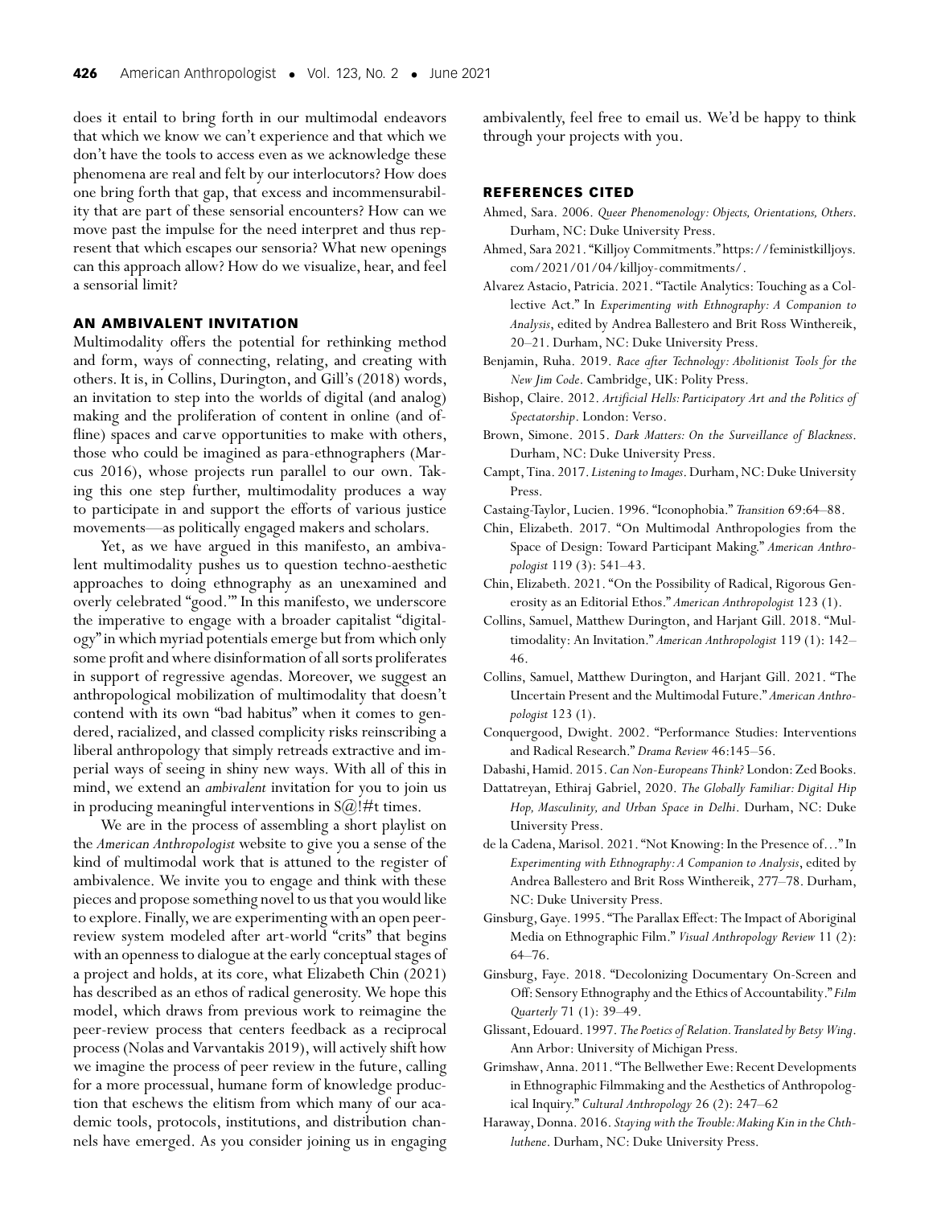does it entail to bring forth in our multimodal endeavors that which we know we can't experience and that which we don't have the tools to access even as we acknowledge these phenomena are real and felt by our interlocutors? How does one bring forth that gap, that excess and incommensurability that are part of these sensorial encounters? How can we move past the impulse for the need interpret and thus represent that which escapes our sensoria? What new openings can this approach allow? How do we visualize, hear, and feel a sensorial limit?

## AN AMBIVALENT INVITATION

Multimodality offers the potential for rethinking method and form, ways of connecting, relating, and creating with others. It is, in Collins, Durington, and Gill's (2018) words, an invitation to step into the worlds of digital (and analog) making and the proliferation of content in online (and offline) spaces and carve opportunities to make with others, those who could be imagined as para-ethnographers (Marcus 2016), whose projects run parallel to our own. Taking this one step further, multimodality produces a way to participate in and support the efforts of various justice movements—as politically engaged makers and scholars.

Yet, as we have argued in this manifesto, an ambivalent multimodality pushes us to question techno-aesthetic approaches to doing ethnography as an unexamined and overly celebrated "good.'" In this manifesto, we underscore the imperative to engage with a broader capitalist "digitalogy" in which myriad potentials emerge but from which only some profit and where disinformation of all sorts proliferates in support of regressive agendas. Moreover, we suggest an anthropological mobilization of multimodality that doesn't contend with its own "bad habitus" when it comes to gendered, racialized, and classed complicity risks reinscribing a liberal anthropology that simply retreads extractive and imperial ways of seeing in shiny new ways. With all of this in mind, we extend an *ambivalent* invitation for you to join us in producing meaningful interventions in S@!#t times.

We are in the process of assembling a short playlist on the *American Anthropologist* website to give you a sense of the kind of multimodal work that is attuned to the register of ambivalence. We invite you to engage and think with these pieces and propose something novel to us that you would like to explore. Finally, we are experimenting with an open peer-review system modeled after art-world "crits" that begins with an openness to dialogue at the early conceptual stages of a project and holds, at its core, what Elizabeth Chin (2021) has described as an ethos of radical generosity. We hope this model, which draws from previous work to reimagine the peer-review process that centers feedback as a reciprocal process (Nolas and Varvantakis 2019), will actively shift how we imagine the process of peer review in the future, calling for a more processual, humane form of knowledge production that eschews the elitism from which many of our academic tools, protocols, institutions, and distribution channels have emerged. As you consider joining us in engaging ambivalently, feel free to email us. We'd be happy to think through your projects with you.

## REFERENCES CITED

Ahmed, Sara. 2006. *Queer Phenomenology: Objects, Orientations, Others*. Durham, NC: Duke University Press.

Ahmed, Sara 2021. "Killjoy Commitments." https://feministkilljoys.com/2021/01/04/killjoy-commitments/.

Alvarez Astacio, Patricia. 2021. "Tactile Analytics: Touching as a Collective Act." In *Experimenting with Ethnography: A Companion to Analysis*, edited by Andrea Ballestero and Brit Ross Winthereik, 20–21. Durham, NC: Duke University Press.

Benjamin, Ruha. 2019. *Race after Technology: Abolitionist Tools for the New Jim Code*. Cambridge, UK: Polity Press.

Bishop, Claire. 2012. *Artificial Hells: Participatory Art and the Politics of Spectatorship*. London: Verso.

Brown, Simone. 2015. *Dark Matters: On the Surveillance of Blackness*. Durham, NC: Duke University Press.

Campt, Tina. 2017. *Listening to Images*. Durham, NC: Duke University Press.

Castaing-Taylor, Lucien. 1996. "Iconophobia." *Transition* 69:64–88.

Chin, Elizabeth. 2017. "On Multimodal Anthropologies from the Space of Design: Toward Participant Making." *American Anthropologist* 119 (3): 541–43.

Chin, Elizabeth. 2021. "On the Possibility of Radical, Rigorous Generosity as an Editorial Ethos." *American Anthropologist* 123 (1).

Collins, Samuel, Matthew Durington, and Harjant Gill. 2018. "Multimodality: An Invitation." *American Anthropologist* 119 (1): 142–46.

Collins, Samuel, Matthew Durington, and Harjant Gill. 2021. "The Uncertain Present and the Multimodal Future." *American Anthropologist* 123 (1).

Conquergood, Dwight. 2002. "Performance Studies: Interventions and Radical Research." *Drama Review* 46:145–56.

Dabashi, Hamid. 2015. *Can Non-Europeans Think?* London: Zed Books.

Dattatreyan, Ethiraj Gabriel, 2020. *The Globally Familiar: Digital Hip Hop, Masculinity, and Urban Space in Delhi*. Durham, NC: Duke University Press.

de la Cadena, Marisol. 2021. "Not Knowing: In the Presence of…" In *Experimenting with Ethnography: A Companion to Analysis*, edited by Andrea Ballestero and Brit Ross Winthereik, 277–78. Durham, NC: Duke University Press.

Ginsburg, Gaye. 1995. "The Parallax Effect: The Impact of Aboriginal Media on Ethnographic Film." *Visual Anthropology Review* 11 (2): 64–76.

Ginsburg, Faye. 2018. "Decolonizing Documentary On-Screen and Off: Sensory Ethnography and the Ethics of Accountability." *Film Quarterly* 71 (1): 39–49.

Glissant, Edouard. 1997. *The Poetics of Relation. Translated by Betsy Wing*. Ann Arbor: University of Michigan Press.

Grimshaw, Anna. 2011. "The Bellwether Ewe: Recent Developments in Ethnographic Filmmaking and the Aesthetics of Anthropological Inquiry." *Cultural Anthropology* 26 (2): 247–62

Haraway, Donna. 2016. *Staying with the Trouble: Making Kin in the Chthluthene*. Durham, NC: Duke University Press.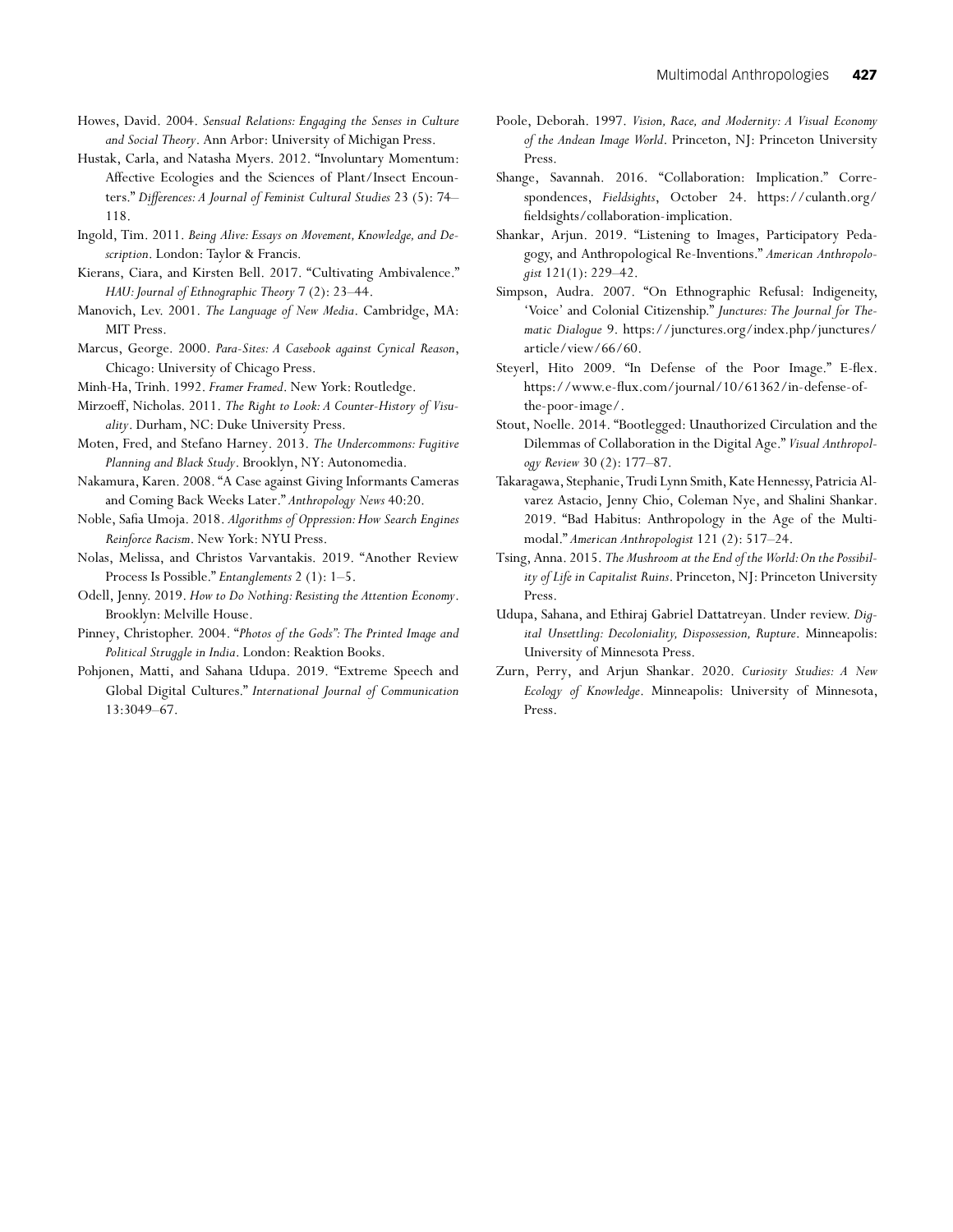Howes, David. 2004. *Sensual Relations: Engaging the Senses in Culture and Social Theory*. Ann Arbor: University of Michigan Press.

Hustak, Carla, and Natasha Myers. 2012. "Involuntary Momentum: Affective Ecologies and the Sciences of Plant/Insect Encounters." *Differences: A Journal of Feminist Cultural Studies* 23 (5): 74–118.

Ingold, Tim. 2011. *Being Alive: Essays on Movement, Knowledge, and Description*. London: Taylor & Francis.

Kierans, Ciara, and Kirsten Bell. 2017. "Cultivating Ambivalence." *HAU: Journal of Ethnographic Theory* 7 (2): 23–44.

Manovich, Lev. 2001. *The Language of New Media*. Cambridge, MA: MIT Press.

Marcus, George. 2000. *Para-Sites: A Casebook against Cynical Reason*, Chicago: University of Chicago Press.

Minh-Ha, Trinh. 1992. *Framer Framed*. New York: Routledge.

Mirzoeff, Nicholas. 2011. *The Right to Look: A Counter-History of Visuality*. Durham, NC: Duke University Press.

Moten, Fred, and Stefano Harney. 2013. *The Undercommons: Fugitive Planning and Black Study*. Brooklyn, NY: Autonomedia.

Nakamura, Karen. 2008. "A Case against Giving Informants Cameras and Coming Back Weeks Later." *Anthropology News* 40:20.

Noble, Safia Umoja. 2018. *Algorithms of Oppression: How Search Engines Reinforce Racism*. New York: NYU Press.

Nolas, Melissa, and Christos Varvantakis. 2019. "Another Review Process Is Possible." *Entanglements* 2 (1): 1–5.

Odell, Jenny. 2019. *How to Do Nothing: Resisting the Attention Economy*. Brooklyn: Melville House.

Pinney, Christopher. 2004. "*Photos of the Gods": The Printed Image and Political Struggle in India*. London: Reaktion Books.

Pohjonen, Matti, and Sahana Udupa. 2019. "Extreme Speech and Global Digital Cultures." *International Journal of Communication* 13:3049–67.

Poole, Deborah. 1997. *Vision, Race, and Modernity: A Visual Economy of the Andean Image World*. Princeton, NJ: Princeton University Press.

Shange, Savannah. 2016. "Collaboration: Implication." Correspondences, *Fieldsights*, October 24. https://culanth.org/fieldsights/collaboration-implication.

Shankar, Arjun. 2019. "Listening to Images, Participatory Pedagogy, and Anthropological Re-Inventions." *American Anthropologist* 121(1): 229–42.

Simpson, Audra. 2007. "On Ethnographic Refusal: Indigeneity, 'Voice' and Colonial Citizenship." *Junctures: The Journal for Thematic Dialogue* 9. https://junctures.org/index.php/junctures/article/view/66/60.

Steyerl, Hito 2009. "In Defense of the Poor Image." E-flex. https://www.e-flux.com/journal/10/61362/in-defense-of-the-poor-image/.

Stout, Noelle. 2014. "Bootlegged: Unauthorized Circulation and the Dilemmas of Collaboration in the Digital Age." *Visual Anthropology Review* 30 (2): 177–87.

Takaragawa, Stephanie, Trudi Lynn Smith, Kate Hennessy, Patricia Alvarez Astacio, Jenny Chio, Coleman Nye, and Shalini Shankar. 2019. "Bad Habitus: Anthropology in the Age of the Multimodal." *American Anthropologist* 121 (2): 517–24.

Tsing, Anna. 2015. *The Mushroom at the End of the World: On the Possibility of Life in Capitalist Ruins*. Princeton, NJ: Princeton University Press.

Udupa, Sahana, and Ethiraj Gabriel Dattatreyan. Under review. *Digital Unsettling: Decoloniality, Dispossession, Rupture*. Minneapolis: University of Minnesota Press.

Zurn, Perry, and Arjun Shankar. 2020. *Curiosity Studies: A New Ecology of Knowledge*. Minneapolis: University of Minnesota, Press.